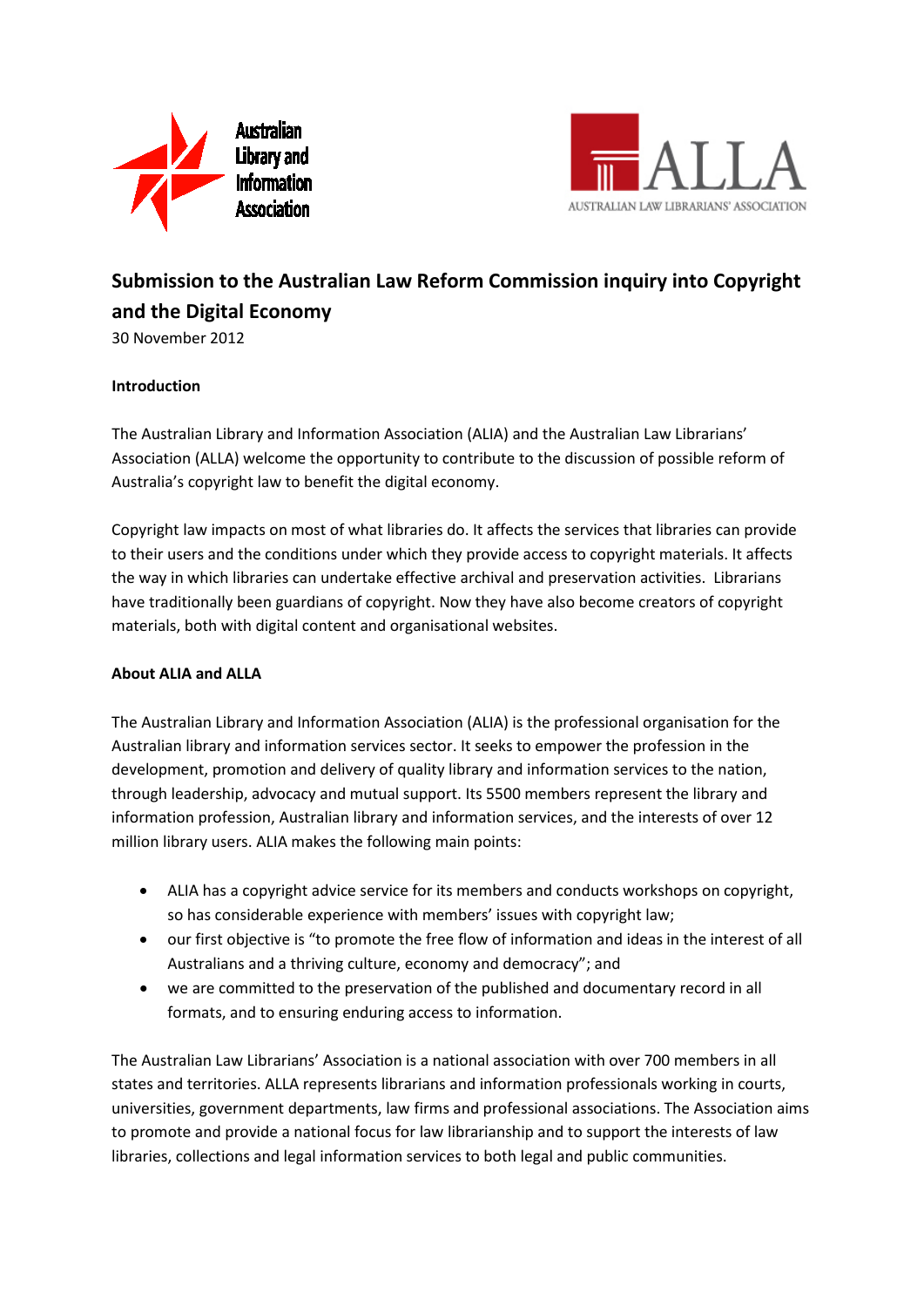# Submission to the Australian Law Reform Commission inquiry into Copyright and the Digital Economy

30 November 2012

**Introduction**

The Australian Library and Information Association (ALIA) and the Australian Law Librarians' Association (ALLA) welcome the opportunity to contribute to the discussion of possible reform of Australia's copyright law to benefit the digital economy.

Copyright law impacts on most of what libraries do. It affects the services that libraries can provide to their users and the conditions under which they provide access to copyright materials. It affects the way in which libraries can undertake effective archival and preservation activities. Librarians have traditionally been guardians of copyright. Now they have also become creators of copyright materials, both with digital content and organisational websites.

**About ALIA and ALLA**

The Australian Library and Information Association (ALIA) is the professional organisation for the Australian library and information services sector. It seeks to empower the profession in the development, promotion and delivery of quality library and information services to the nation, through leadership, advocacy and mutual support. Its 5500 members represent the library and information profession, Australian library and information services, and the interests of over 12 million library users. ALIA makes the following main points:

- ALIA has a copyright advice service for its members and conducts workshops on copyright, so has considerable experience with members' issues with copyright law;
- our first objective is "to promote the free flow of information and ideas in the interest of all Australians and a thriving culture, economy and democracy"; and
- we are committed to the preservation of the published and documentary record in all formats, and to ensuring enduring access to information.

The Australian Law Librarians' Association is a national association with over 700 members in all states and territories. ALLA represents librarians and information professionals working in courts, universities, government departments, law firms and professional associations. The Association aims to promote and provide a national focus for law librarianship and to support the interests of law libraries, collections and legal information services to both legal and public communities.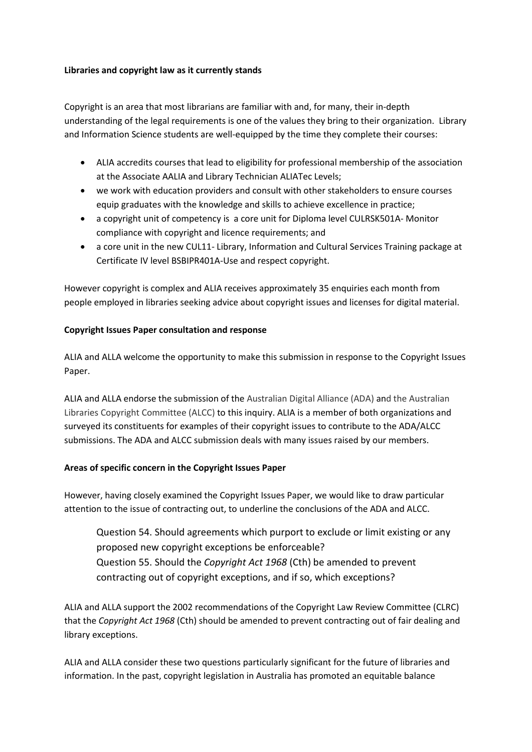**Libraries and copyright law as it currently stands**

Copyright is an area that most librarians are familiar with and, for many, their in-depth understanding of the legal requirements is one of the values they bring to their organization. Library and Information Science students are well-equipped by the time they complete their courses:

- ALIA accredits courses that lead to eligibility for professional membership of the association at the Associate AALIA and Library Technician ALIATec Levels;
- we work with education providers and consult with other stakeholders to ensure courses equip graduates with the knowledge and skills to achieve excellence in practice;
- a copyright unit of competency is a core unit for Diploma level CULRSK501A- Monitor compliance with copyright and licence requirements; and
- a core unit in the new CUL11- Library, Information and Cultural Services Training package at Certificate IV level BSBIPR401A-Use and respect copyright.

However copyright is complex and ALIA receives approximately 35 enquiries each month from people employed in libraries seeking advice about copyright issues and licenses for digital material.

**Copyright Issues Paper consultation and response**

ALIA and ALLA welcome the opportunity to make this submission in response to the Copyright Issues Paper.

ALIA and ALLA endorse the submission of the Australian Digital Alliance (ADA) and the Australian Libraries Copyright Committee (ALCC) to this inquiry. ALIA is a member of both organizations and surveyed its constituents for examples of their copyright issues to contribute to the ADA/ALCC submissions. The ADA and ALCC submission deals with many issues raised by our members.

**Areas of specific concern in the Copyright Issues Paper**

However, having closely examined the Copyright Issues Paper, we would like to draw particular attention to the issue of contracting out, to underline the conclusions of the ADA and ALCC.

> Question 54. Should agreements which purport to exclude or limit existing or any proposed new copyright exceptions be enforceable?
> Question 55. Should the *Copyright Act 1968* (Cth) be amended to prevent contracting out of copyright exceptions, and if so, which exceptions?

ALIA and ALLA support the 2002 recommendations of the Copyright Law Review Committee (CLRC) that the *Copyright Act 1968* (Cth) should be amended to prevent contracting out of fair dealing and library exceptions.

ALIA and ALLA consider these two questions particularly significant for the future of libraries and information. In the past, copyright legislation in Australia has promoted an equitable balance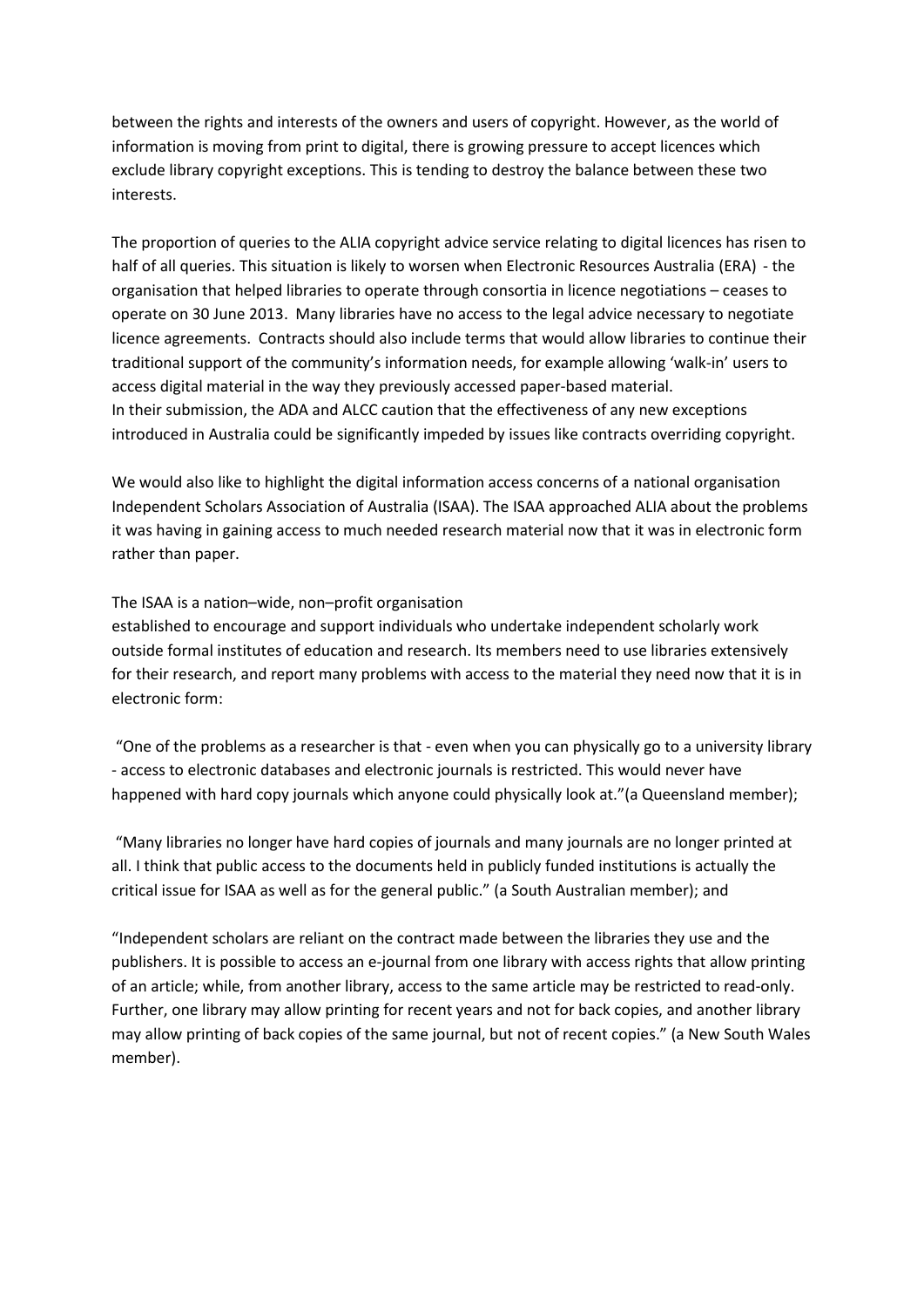between the rights and interests of the owners and users of copyright. However, as the world of information is moving from print to digital, there is growing pressure to accept licences which exclude library copyright exceptions. This is tending to destroy the balance between these two interests.

The proportion of queries to the ALIA copyright advice service relating to digital licences has risen to half of all queries. This situation is likely to worsen when Electronic Resources Australia (ERA) - the organisation that helped libraries to operate through consortia in licence negotiations – ceases to operate on 30 June 2013. Many libraries have no access to the legal advice necessary to negotiate licence agreements. Contracts should also include terms that would allow libraries to continue their traditional support of the community's information needs, for example allowing 'walk-in' users to access digital material in the way they previously accessed paper-based material.
In their submission, the ADA and ALCC caution that the effectiveness of any new exceptions introduced in Australia could be significantly impeded by issues like contracts overriding copyright.

We would also like to highlight the digital information access concerns of a national organisation Independent Scholars Association of Australia (ISAA). The ISAA approached ALIA about the problems it was having in gaining access to much needed research material now that it was in electronic form rather than paper.

The ISAA is a nation–wide, non–profit organisation
established to encourage and support individuals who undertake independent scholarly work outside formal institutes of education and research. Its members need to use libraries extensively for their research, and report many problems with access to the material they need now that it is in electronic form:

"One of the problems as a researcher is that - even when you can physically go to a university library - access to electronic databases and electronic journals is restricted. This would never have happened with hard copy journals which anyone could physically look at."(a Queensland member);

"Many libraries no longer have hard copies of journals and many journals are no longer printed at all. I think that public access to the documents held in publicly funded institutions is actually the critical issue for ISAA as well as for the general public." (a South Australian member); and

"Independent scholars are reliant on the contract made between the libraries they use and the publishers. It is possible to access an e-journal from one library with access rights that allow printing of an article; while, from another library, access to the same article may be restricted to read-only. Further, one library may allow printing for recent years and not for back copies, and another library may allow printing of back copies of the same journal, but not of recent copies." (a New South Wales member).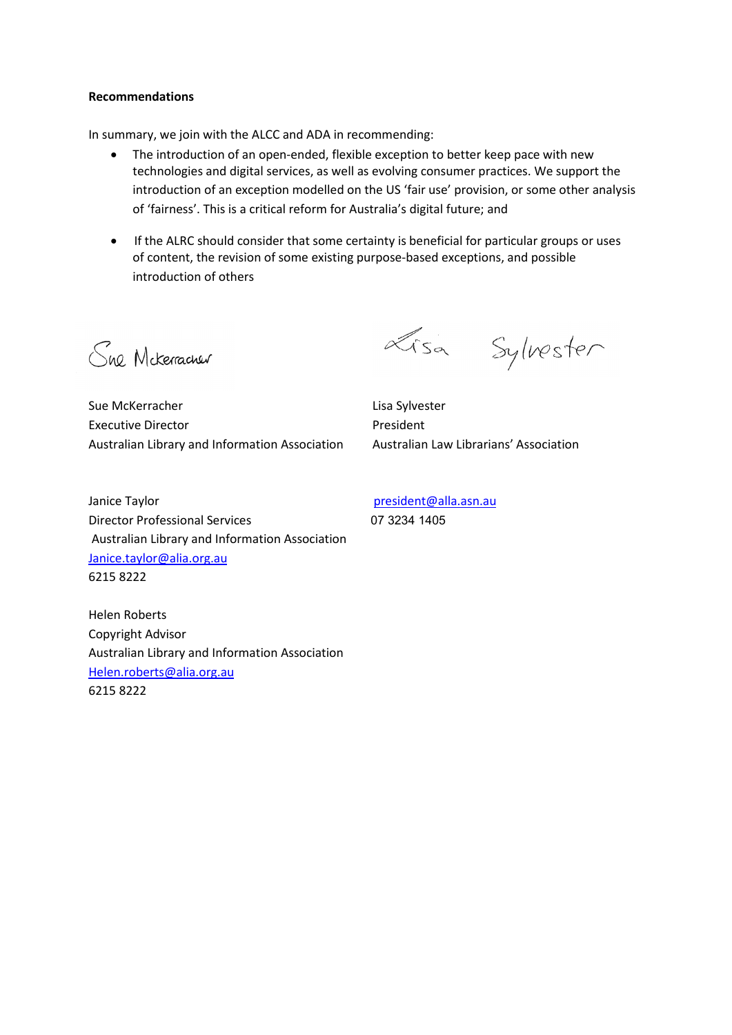**Recommendations**

In summary, we join with the ALCC and ADA in recommending:

- The introduction of an open-ended, flexible exception to better keep pace with new technologies and digital services, as well as evolving consumer practices. We support the introduction of an exception modelled on the US 'fair use' provision, or some other analysis of 'fairness'. This is a critical reform for Australia's digital future; and
- If the ALRC should consider that some certainty is beneficial for particular groups or uses of content, the revision of some existing purpose-based exceptions, and possible introduction of others

Sue McKerracher
Executive Director
Australian Library and Information Association

Lisa Sylvester
President
Australian Law Librarians' Association

Janice Taylor
Director Professional Services
Australian Library and Information Association
Janice.taylor@alia.org.au
6215 8222

president@alla.asn.au
07 3234 1405

Helen Roberts
Copyright Advisor
Australian Library and Information Association
Helen.roberts@alia.org.au
6215 8222